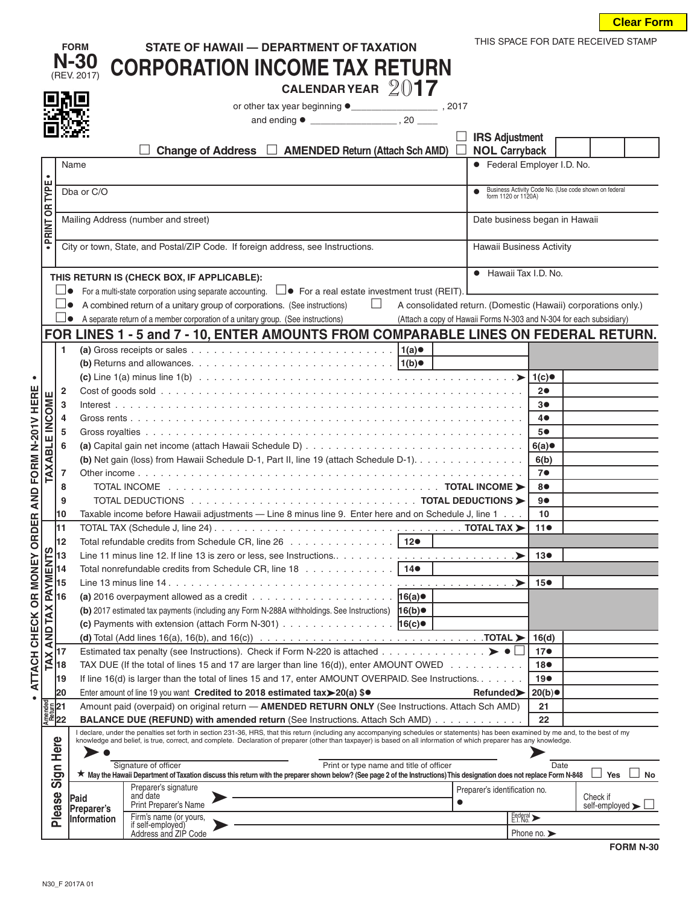Clear Form

THIS SPACE FOR DATE RECEIVED STAMP

FORM **N-30** (REV. 2017)

STATE OF HAWAII — DEPARTMENT OF TAXATION

# CORPORATION INCOME TAX RETURN

CALENDAR YEAR 2017

or other tax year beginning ● ________________ , 2017

and ending ● ________________ , 20 ____

☐ Change of Address ☐ AMENDED Return (Attach Sch AMD) ☐ IRS Adjustment ☐ NOL Carryback

• PRINT OR TYPE •

| | |
|---|---|
| Name | ● Federal Employer I.D. No. |
| Dba or C/O | ● Business Activity Code No. (Use code shown on federal form 1120 or 1120A) |
| Mailing Address (number and street) | Date business began in Hawaii |
| City or town, State, and Postal/ZIP Code. If foreign address, see Instructions. | Hawaii Business Activity |
| | ● Hawaii Tax I.D. No. |

**THIS RETURN IS (CHECK BOX, IF APPLICABLE):**

- ☐● For a multi-state corporation using separate accounting. ☐● For a real estate investment trust (REIT).
- ☐● A combined return of a unitary group of corporations. (See instructions) ☐ A consolidated return. (Domestic (Hawaii) corporations only.)
- ☐● A separate return of a member corporation of a unitary group. (See instructions) (Attach a copy of Hawaii Forms N-303 and N-304 for each subsidiary)

## FOR LINES 1 - 5 and 7 - 10, ENTER AMOUNTS FROM COMPARABLE LINES ON FEDERAL RETURN.

• ATTACH CHECK OR MONEY ORDER AND FORM N-201V HERE •

**TAXABLE INCOME**

| Line | Description | | | | |
|---|---|---|---|---|---|
| 1 | (a) Gross receipts or sales | 1(a)● | | | |
| | (b) Returns and allowances | 1(b)● | | | |
| | (c) Line 1(a) minus line 1(b) ➤ | | | 1(c)● | |
| 2 | Cost of goods sold | | | 2● | |
| 3 | Interest | | | 3● | |
| 4 | Gross rents | | | 4● | |
| 5 | Gross royalties | | | 5● | |
| 6 | (a) Capital gain net income (attach Hawaii Schedule D) | | | 6(a)● | |
| | (b) Net gain (loss) from Hawaii Schedule D-1, Part II, line 19 (attach Schedule D-1) | | | 6(b) | |
| 7 | Other income | | | 7● | |
| 8 | TOTAL INCOME ➤ | | | 8● | |
| 9 | TOTAL DEDUCTIONS ➤ | | | 9● | |
| 10 | Taxable income before Hawaii adjustments — Line 8 minus line 9. Enter here and on Schedule J, line 1 | | | 10 | |

**TAX AND TAX PAYMENTS**

| Line | Description | | | | |
|---|---|---|---|---|---|
| 11 | TOTAL TAX (Schedule J, line 24) TOTAL TAX ➤ | | | 11● | |
| 12 | Total refundable credits from Schedule CR, line 26 | 12● | | | |
| 13 | Line 11 minus line 12. If line 13 is zero or less, see Instructions. ➤ | | | 13● | |
| 14 | Total nonrefundable credits from Schedule CR, line 18 | 14● | | | |
| 15 | Line 13 minus line 14 ➤ | | | 15● | |
| 16 | (a) 2016 overpayment allowed as a credit | 16(a)● | | | |
| | (b) 2017 estimated tax payments (including any Form N-288A withholdings. See Instructions) | 16(b)● | | | |
| | (c) Payments with extension (attach Form N-301) | 16(c)● | | | |
| | (d) Total (Add lines 16(a), 16(b), and 16(c)) TOTAL ➤ | | | 16(d) | |
| 17 | Estimated tax penalty (see Instructions). Check if Form N-220 is attached ➤ ● ☐ | | | 17● | |
| 18 | TAX DUE (If the total of lines 15 and 17 are larger than line 16(d)), enter AMOUNT OWED | | | 18● | |
| 19 | If line 16(d) is larger than the total of lines 15 and 17, enter AMOUNT OVERPAID. See Instructions. | | | 19● | |
| 20 | Enter amount of line 19 you want **Credited to 2018 estimated tax➤20(a) $●** Refunded➤ | | | 20(b)● | |

**Amended Return**

| Line | Description | | |
|---|---|---|---|
| 21 | Amount paid (overpaid) on original return — **AMENDED RETURN ONLY** (See Instructions. Attach Sch AMD) | 21 | |
| 22 | **BALANCE DUE (REFUND) with amended return** (See Instructions. Attach Sch AMD) | 22 | |

**Please Sign Here**

I declare, under the penalties set forth in section 231-36, HRS, that this return (including any accompanying schedules or statements) has been examined by me and, to the best of my knowledge and belief, is true, correct, and complete. Declaration of preparer (other than taxpayer) is based on all information of which preparer has any knowledge.

➤● ______________________ Signature of officer ______________________ Print or type name and title of officer ➤ ______________ Date

★ May the Hawaii Department of Taxation discuss this return with the preparer shown below? (See page 2 of the Instructions) This designation does not replace Form N-848 ☐ Yes ☐ No

**Paid Preparer's Information**

| | | | |
|---|---|---|---|
| Preparer's signature and date / Print Preparer's Name ➤ | | Preparer's identification no. ● | Check if self-employed ➤ ☐ |
| Firm's name (or yours, if self-employed) Address and ZIP Code ➤ | | Federal E.I. No. ➤ | |
| | | Phone no. ➤ | |

FORM N-30

N30_F 2017A 01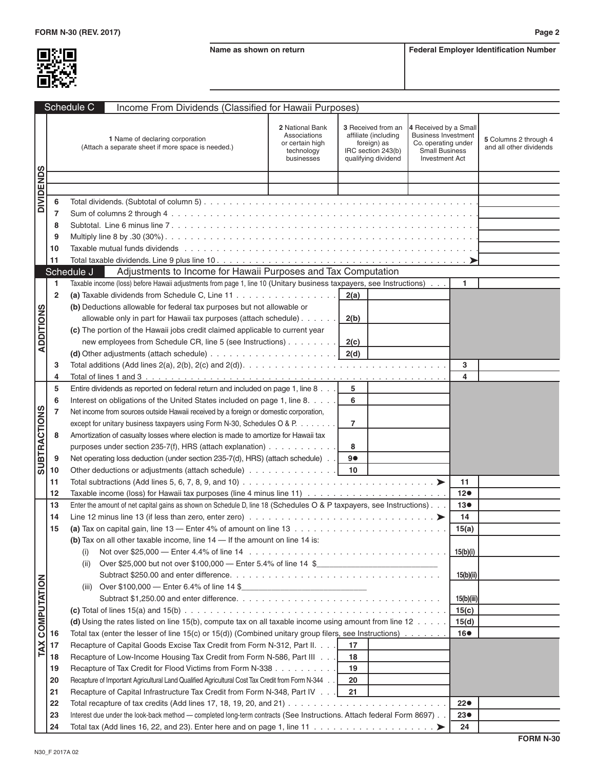FORM N-30 (REV. 2017)

| Name as shown on return | Federal Employer Identification Number |
|---|---|
| | |

## Schedule C Income From Dividends (Classified for Hawaii Purposes)

**DIVIDENDS**

| 1 Name of declaring corporation (Attach a separate sheet if more space is needed.) | 2 National Bank Associations or certain high technology businesses | 3 Received from an affiliate (including foreign) as IRC section 243(b) qualifying dividend | 4 Received by a Small Business Investment Co. operating under Small Business Investment Act | 5 Columns 2 through 4 and all other dividends |
|---|---|---|---|---|
| | | | | |
| | | | | |

| | | |
|---|---|---|
| 6 | Total dividends. (Subtotal of column 5) | |
| 7 | Sum of columns 2 through 4 | |
| 8 | Subtotal. Line 6 minus line 7 | |
| 9 | Multiply line 8 by .30 (30%) | |
| 10 | Taxable mutual funds dividends | |
| 11 | Total taxable dividends. Line 9 plus line 10 ➤ | |

## Schedule J Adjustments to Income for Hawaii Purposes and Tax Computation

| | | | | | |
|---|---|---|---|---|---|
| | 1 | Taxable income (loss) before Hawaii adjustments from page 1, line 10 (Unitary business taxpayers, see Instructions) | | 1 | |
| **ADDITIONS** | 2 | (a) Taxable dividends from Schedule C, Line 11 | 2(a) | | |
| | | (b) Deductions allowable for federal tax purposes but not allowable or allowable only in part for Hawaii tax purposes (attach schedule) | 2(b) | | |
| | | (c) The portion of the Hawaii jobs credit claimed applicable to current year new employees from Schedule CR, line 5 (see Instructions) | 2(c) | | |
| | | (d) Other adjustments (attach schedule) | 2(d) | | |
| | 3 | Total additions (Add lines 2(a), 2(b), 2(c) and 2(d)) | | 3 | |
| | 4 | Total of lines 1 and 3 | | 4 | |
| **SUBTRACTIONS** | 5 | Entire dividends as reported on federal return and included on page 1, line 8 | 5 | | |
| | 6 | Interest on obligations of the United States included on page 1, line 8 | 6 | | |
| | 7 | Net income from sources outside Hawaii received by a foreign or domestic corporation, except for unitary business taxpayers using Form N-30, Schedules O & P | 7 | | |
| | 8 | Amortization of casualty losses where election is made to amortize for Hawaii tax purposes under section 235-7(f), HRS (attach explanation) | 8 | | |
| | 9 | Net operating loss deduction (under section 235-7(d), HRS) (attach schedule) | 9● | | |
| | 10 | Other deductions or adjustments (attach schedule) | 10 | | |
| | 11 | Total subtractions (Add lines 5, 6, 7, 8, 9, and 10) ➤ | | 11 | |
| | 12 | Taxable income (loss) for Hawaii tax purposes (line 4 minus line 11) | | 12● | |
| **TAX COMPUTATION** | 13 | Enter the amount of net capital gains as shown on Schedule D, line 18 (Schedules O & P taxpayers, see Instructions) | | 13● | |
| | 14 | Line 12 minus line 13 (if less than zero, enter zero) ➤ | | 14 | |
| | 15 | (a) Tax on capital gain, line 13 — Enter 4% of amount on line 13 | | 15(a) | |
| | | (b) Tax on all other taxable income, line 14 — If the amount on line 14 is: | | | |
| | | (i) Not over $25,000 — Enter 4.4% of line 14 | | 15(b)(i) | |
| | | (ii) Over $25,000 but not over $100,000 — Enter 5.4% of line 14 $\_\_\_\_\_\_ Subtract $250.00 and enter difference. | | 15(b)(ii) | |
| | | (iii) Over $100,000 — Enter 6.4% of line 14 $\_\_\_\_\_\_ Subtract $1,250.00 and enter difference. | | 15(b)(iii) | |
| | | (c) Total of lines 15(a) and 15(b) | | 15(c) | |
| | | (d) Using the rates listed on line 15(b), compute tax on all taxable income using amount from line 12 | | 15(d) | |
| | 16 | Total tax (enter the lesser of line 15(c) or 15(d)) (Combined unitary group filers, see Instructions) | | 16● | |
| | 17 | Recapture of Capital Goods Excise Tax Credit from Form N-312, Part II | 17 | | |
| | 18 | Recapture of Low-Income Housing Tax Credit from Form N-586, Part III | 18 | | |
| | 19 | Recapture of Tax Credit for Flood Victims from Form N-338 | 19 | | |
| | 20 | Recapture of Important Agricultural Land Qualified Agricultural Cost Tax Credit from Form N-344 | 20 | | |
| | 21 | Recapture of Capital Infrastructure Tax Credit from Form N-348, Part IV | 21 | | |
| | 22 | Total recapture of tax credits (Add lines 17, 18, 19, 20, and 21) | | 22● | |
| | 23 | Interest due under the look-back method — completed long-term contracts (See Instructions. Attach federal Form 8697) | | 23● | |
| | 24 | Total tax (Add lines 16, 22, and 23). Enter here and on page 1, line 11 ➤ | | 24 | |

FORM N-30

N30_F 2017A 02